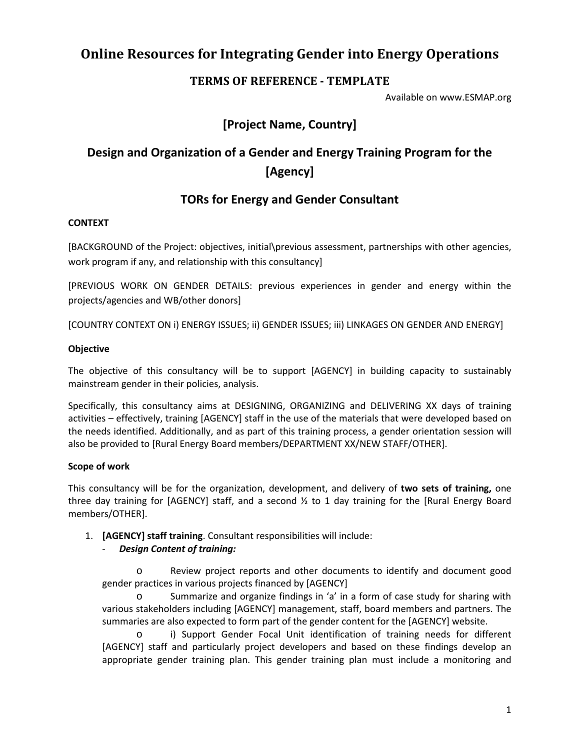# Online Resources for Integrating Gender into Energy Operations

### TERMS OF REFERENCE - TEMPLATE

Available on www.ESMAP.org

## [Project Name, Country]

## Design and Organization of a Gender and Energy Training Program for the [Agency]

## TORs for Energy and Gender Consultant

**CONTEXT**

[BACKGROUND of the Project: objectives, initial\previous assessment, partnerships with other agencies, work program if any, and relationship with this consultancy]

[PREVIOUS WORK ON GENDER DETAILS: previous experiences in gender and energy within the projects/agencies and WB/other donors]

[COUNTRY CONTEXT ON i) ENERGY ISSUES; ii) GENDER ISSUES; iii) LINKAGES ON GENDER AND ENERGY]

**Objective**

The objective of this consultancy will be to support [AGENCY] in building capacity to sustainably mainstream gender in their policies, analysis.

Specifically, this consultancy aims at DESIGNING, ORGANIZING and DELIVERING XX days of training activities – effectively, training [AGENCY] staff in the use of the materials that were developed based on the needs identified. Additionally, and as part of this training process, a gender orientation session will also be provided to [Rural Energy Board members/DEPARTMENT XX/NEW STAFF/OTHER].

**Scope of work**

This consultancy will be for the organization, development, and delivery of **two sets of training,** one three day training for [AGENCY] staff, and a second ½ to 1 day training for the [Rural Energy Board members/OTHER].

1. **[AGENCY] staff training**. Consultant responsibilities will include:
   - ***Design Content of training:***
     - Review project reports and other documents to identify and document good gender practices in various projects financed by [AGENCY]
     - Summarize and organize findings in 'a' in a form of case study for sharing with various stakeholders including [AGENCY] management, staff, board members and partners. The summaries are also expected to form part of the gender content for the [AGENCY] website.
     - i) Support Gender Focal Unit identification of training needs for different [AGENCY] staff and particularly project developers and based on these findings develop an appropriate gender training plan. This gender training plan must include a monitoring and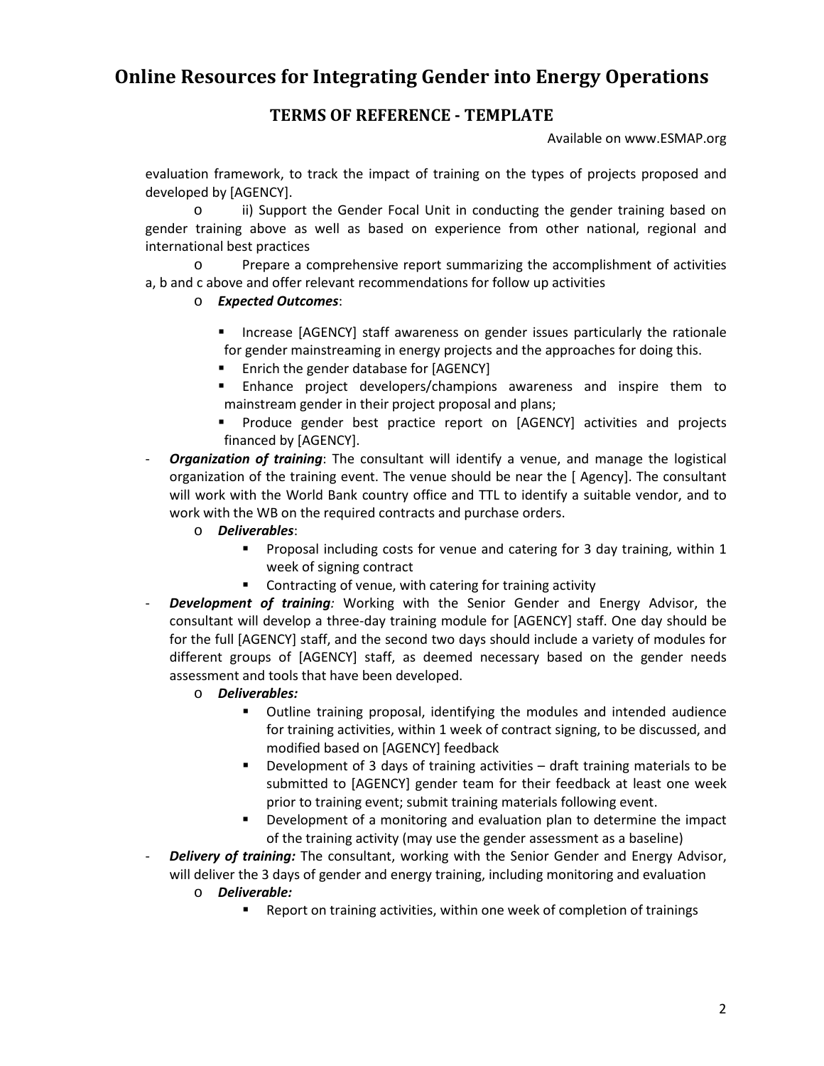evaluation framework, to track the impact of training on the types of projects proposed and developed by [AGENCY].

- ii) Support the Gender Focal Unit in conducting the gender training based on gender training above as well as based on experience from other national, regional and international best practices
- Prepare a comprehensive report summarizing the accomplishment of activities a, b and c above and offer relevant recommendations for follow up activities
- ***Expected Outcomes***:
    - Increase [AGENCY] staff awareness on gender issues particularly the rationale for gender mainstreaming in energy projects and the approaches for doing this.
    - Enrich the gender database for [AGENCY]
    - Enhance project developers/champions awareness and inspire them to mainstream gender in their project proposal and plans;
    - Produce gender best practice report on [AGENCY] activities and projects financed by [AGENCY].

- ***Organization of training***: The consultant will identify a venue, and manage the logistical organization of the training event. The venue should be near the [ Agency]. The consultant will work with the World Bank country office and TTL to identify a suitable vendor, and to work with the WB on the required contracts and purchase orders.
    - ***Deliverables***:
        - Proposal including costs for venue and catering for 3 day training, within 1 week of signing contract
        - Contracting of venue, with catering for training activity
- ***Development of training:*** Working with the Senior Gender and Energy Advisor, the consultant will develop a three-day training module for [AGENCY] staff. One day should be for the full [AGENCY] staff, and the second two days should include a variety of modules for different groups of [AGENCY] staff, as deemed necessary based on the gender needs assessment and tools that have been developed.
    - ***Deliverables:***
        - Outline training proposal, identifying the modules and intended audience for training activities, within 1 week of contract signing, to be discussed, and modified based on [AGENCY] feedback
        - Development of 3 days of training activities – draft training materials to be submitted to [AGENCY] gender team for their feedback at least one week prior to training event; submit training materials following event.
        - Development of a monitoring and evaluation plan to determine the impact of the training activity (may use the gender assessment as a baseline)
- ***Delivery of training:*** The consultant, working with the Senior Gender and Energy Advisor, will deliver the 3 days of gender and energy training, including monitoring and evaluation
    - ***Deliverable:***
        - Report on training activities, within one week of completion of trainings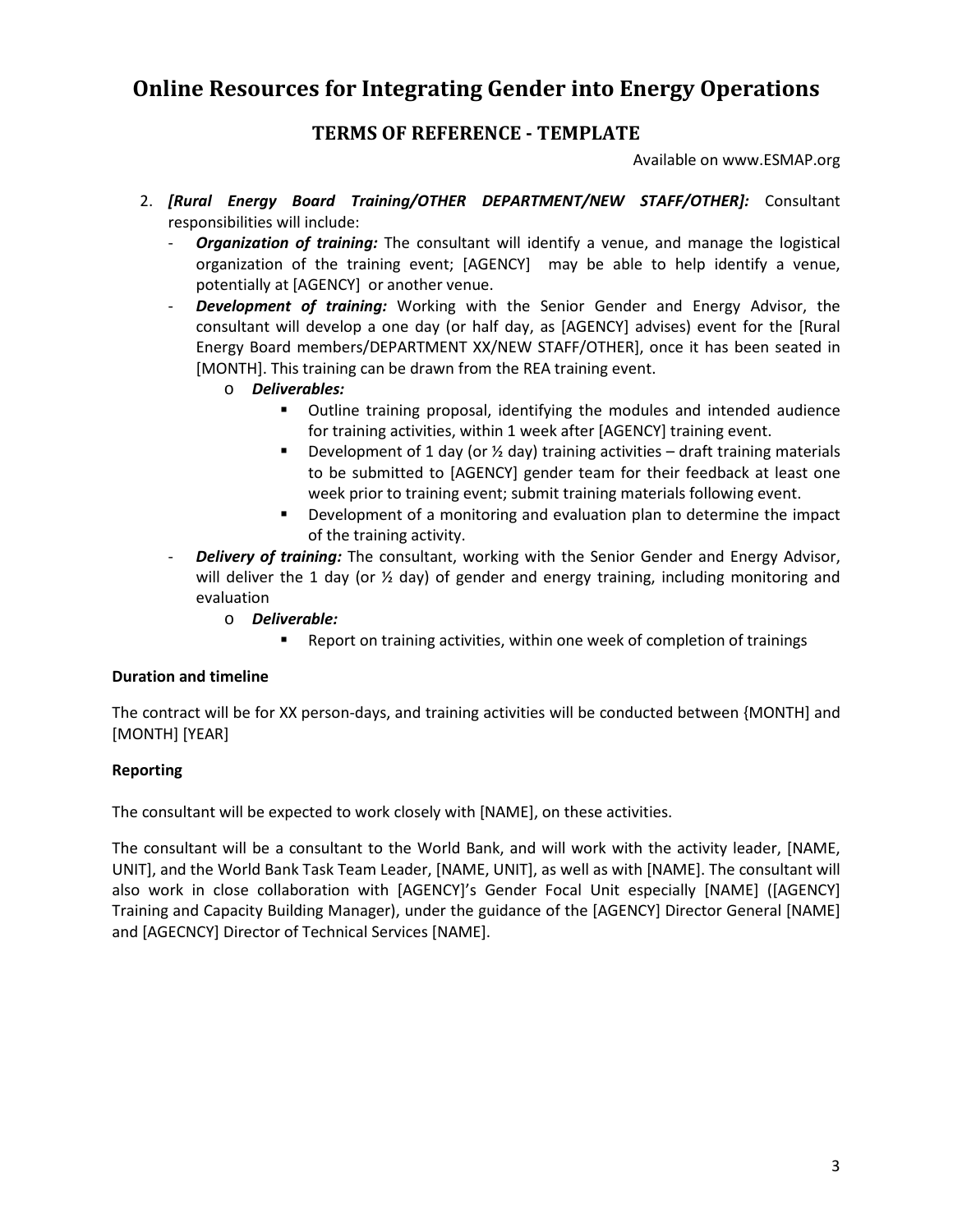# Online Resources for Integrating Gender into Energy Operations

## TERMS OF REFERENCE - TEMPLATE

Available on www.ESMAP.org

2. ***[Rural Energy Board Training/OTHER DEPARTMENT/NEW STAFF/OTHER]:*** Consultant responsibilities will include:
   - ***Organization of training:*** The consultant will identify a venue, and manage the logistical organization of the training event; [AGENCY] may be able to help identify a venue, potentially at [AGENCY] or another venue.
   - ***Development of training:*** Working with the Senior Gender and Energy Advisor, the consultant will develop a one day (or half day, as [AGENCY] advises) event for the [Rural Energy Board members/DEPARTMENT XX/NEW STAFF/OTHER], once it has been seated in [MONTH]. This training can be drawn from the REA training event.
     - ***Deliverables:***
       - Outline training proposal, identifying the modules and intended audience for training activities, within 1 week after [AGENCY] training event.
       - Development of 1 day (or ½ day) training activities – draft training materials to be submitted to [AGENCY] gender team for their feedback at least one week prior to training event; submit training materials following event.
       - Development of a monitoring and evaluation plan to determine the impact of the training activity.
   - ***Delivery of training:*** The consultant, working with the Senior Gender and Energy Advisor, will deliver the 1 day (or ½ day) of gender and energy training, including monitoring and evaluation
     - ***Deliverable:***
       - Report on training activities, within one week of completion of trainings

**Duration and timeline**

The contract will be for XX person-days, and training activities will be conducted between {MONTH] and [MONTH] [YEAR]

**Reporting**

The consultant will be expected to work closely with [NAME], on these activities.

The consultant will be a consultant to the World Bank, and will work with the activity leader, [NAME, UNIT], and the World Bank Task Team Leader, [NAME, UNIT], as well as with [NAME]. The consultant will also work in close collaboration with [AGENCY]'s Gender Focal Unit especially [NAME] ([AGENCY] Training and Capacity Building Manager), under the guidance of the [AGENCY] Director General [NAME] and [AGECNCY] Director of Technical Services [NAME].